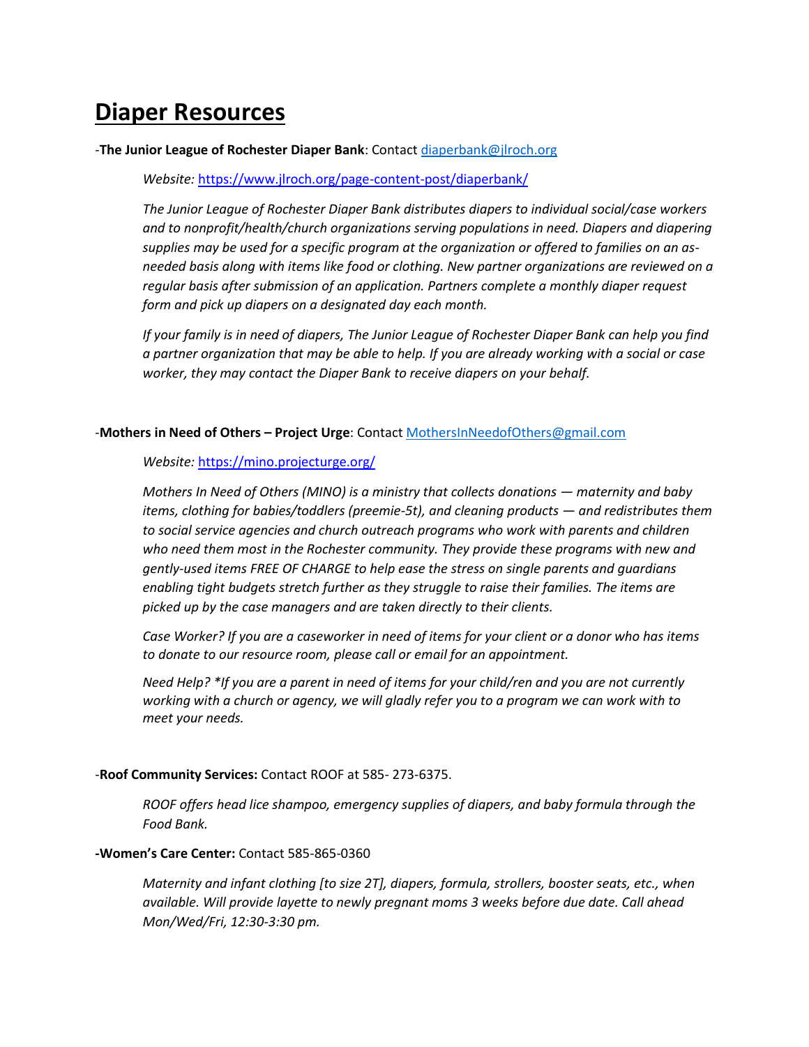# Diaper Resources

-**The Junior League of Rochester Diaper Bank**: Contact diaperbank@jlroch.org

*Website:* https://www.jlroch.org/page-content-post/diaperbank/

*The Junior League of Rochester Diaper Bank distributes diapers to individual social/case workers and to nonprofit/health/church organizations serving populations in need. Diapers and diapering supplies may be used for a specific program at the organization or offered to families on an as-needed basis along with items like food or clothing. New partner organizations are reviewed on a regular basis after submission of an application. Partners complete a monthly diaper request form and pick up diapers on a designated day each month.*

*If your family is in need of diapers, The Junior League of Rochester Diaper Bank can help you find a partner organization that may be able to help. If you are already working with a social or case worker, they may contact the Diaper Bank to receive diapers on your behalf.*

-**Mothers in Need of Others – Project Urge**: Contact MothersInNeedofOthers@gmail.com

*Website:* https://mino.projecturge.org/

*Mothers In Need of Others (MINO) is a ministry that collects donations — maternity and baby items, clothing for babies/toddlers (preemie-5t), and cleaning products — and redistributes them to social service agencies and church outreach programs who work with parents and children who need them most in the Rochester community. They provide these programs with new and gently-used items FREE OF CHARGE to help ease the stress on single parents and guardians enabling tight budgets stretch further as they struggle to raise their families. The items are picked up by the case managers and are taken directly to their clients.*

*Case Worker? If you are a caseworker in need of items for your client or a donor who has items to donate to our resource room, please call or email for an appointment.*

*Need Help? *If you are a parent in need of items for your child/ren and you are not currently working with a church or agency, we will gladly refer you to a program we can work with to meet your needs.*

-**Roof Community Services:** Contact ROOF at 585- 273-6375.

*ROOF offers head lice shampoo, emergency supplies of diapers, and baby formula through the Food Bank.*

**-Women's Care Center:** Contact 585-865-0360

*Maternity and infant clothing [to size 2T], diapers, formula, strollers, booster seats, etc., when available. Will provide layette to newly pregnant moms 3 weeks before due date. Call ahead Mon/Wed/Fri, 12:30-3:30 pm.*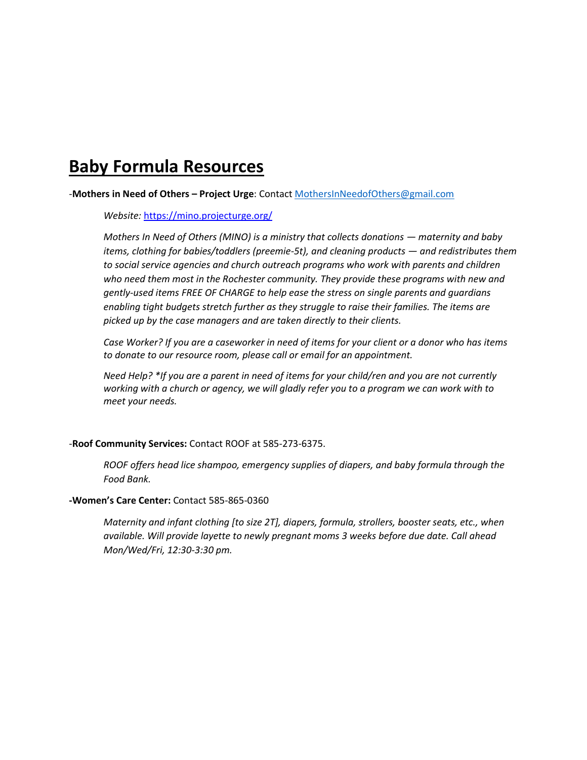# Baby Formula Resources

-**Mothers in Need of Others – Project Urge**: Contact MothersInNeedofOthers@gmail.com

*Website:* https://mino.projecturge.org/

*Mothers In Need of Others (MINO) is a ministry that collects donations — maternity and baby items, clothing for babies/toddlers (preemie-5t), and cleaning products — and redistributes them to social service agencies and church outreach programs who work with parents and children who need them most in the Rochester community. They provide these programs with new and gently-used items FREE OF CHARGE to help ease the stress on single parents and guardians enabling tight budgets stretch further as they struggle to raise their families. The items are picked up by the case managers and are taken directly to their clients.*

*Case Worker? If you are a caseworker in need of items for your client or a donor who has items to donate to our resource room, please call or email for an appointment.*

*Need Help? *If you are a parent in need of items for your child/ren and you are not currently working with a church or agency, we will gladly refer you to a program we can work with to meet your needs.*

-**Roof Community Services:** Contact ROOF at 585-273-6375.

*ROOF offers head lice shampoo, emergency supplies of diapers, and baby formula through the Food Bank.*

**-Women's Care Center:** Contact 585-865-0360

*Maternity and infant clothing [to size 2T], diapers, formula, strollers, booster seats, etc., when available. Will provide layette to newly pregnant moms 3 weeks before due date. Call ahead Mon/Wed/Fri, 12:30-3:30 pm.*